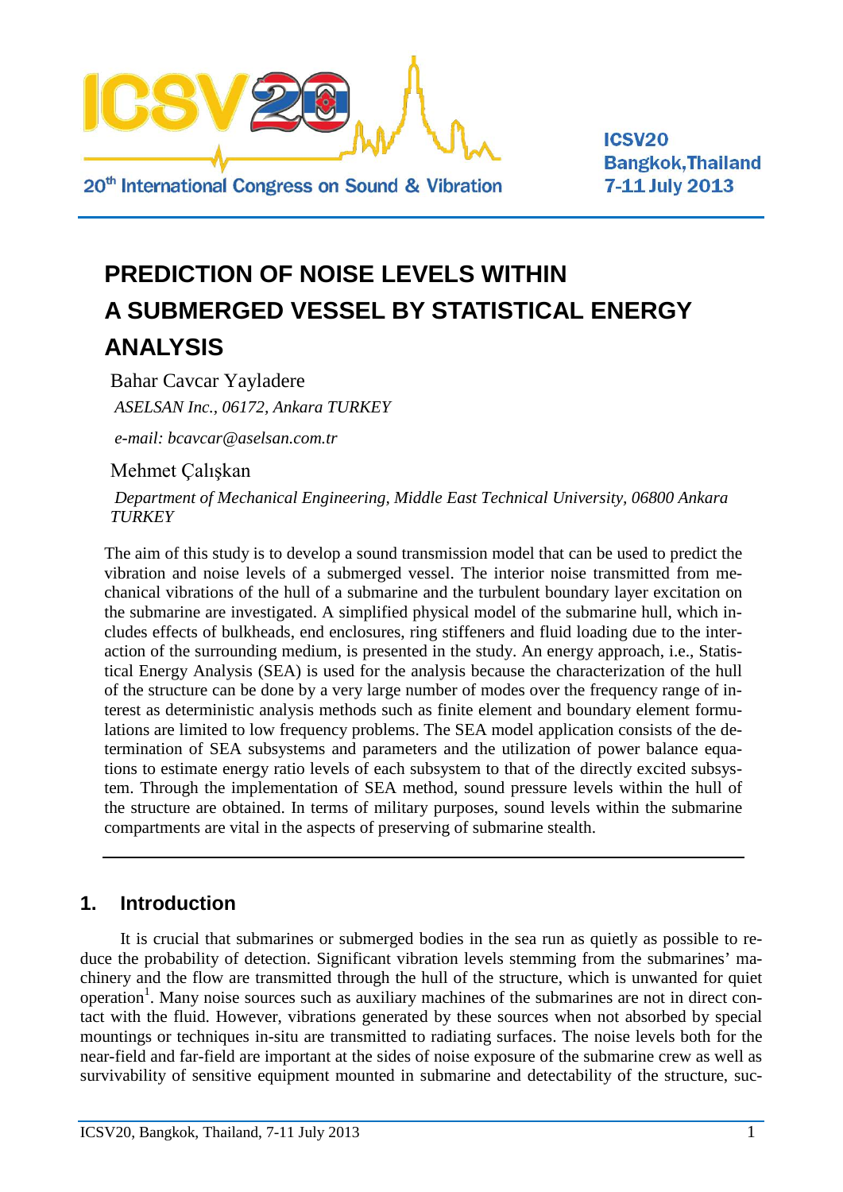# PREDICTION OF NOISE LEVELS WITHIN A SUBMERGED VESSEL BY STATISTICAL ENERGY ANALYSIS

Bahar Cavcar Yayladere

*ASELSAN Inc., 06172, Ankara TURKEY*

*e-mail: bcavcar@aselsan.com.tr*

Mehmet Çalışkan

*Department of Mechanical Engineering, Middle East Technical University, 06800 Ankara TURKEY*

The aim of this study is to develop a sound transmission model that can be used to predict the vibration and noise levels of a submerged vessel. The interior noise transmitted from mechanical vibrations of the hull of a submarine and the turbulent boundary layer excitation on the submarine are investigated. A simplified physical model of the submarine hull, which includes effects of bulkheads, end enclosures, ring stiffeners and fluid loading due to the interaction of the surrounding medium, is presented in the study. An energy approach, i.e., Statistical Energy Analysis (SEA) is used for the analysis because the characterization of the hull of the structure can be done by a very large number of modes over the frequency range of interest as deterministic analysis methods such as finite element and boundary element formulations are limited to low frequency problems. The SEA model application consists of the determination of SEA subsystems and parameters and the utilization of power balance equations to estimate energy ratio levels of each subsystem to that of the directly excited subsystem. Through the implementation of SEA method, sound pressure levels within the hull of the structure are obtained. In terms of military purposes, sound levels within the submarine compartments are vital in the aspects of preserving of submarine stealth.

## 1. Introduction

It is crucial that submarines or submerged bodies in the sea run as quietly as possible to reduce the probability of detection. Significant vibration levels stemming from the submarines' machinery and the flow are transmitted through the hull of the structure, which is unwanted for quiet operation[1]. Many noise sources such as auxiliary machines of the submarines are not in direct contact with the fluid. However, vibrations generated by these sources when not absorbed by special mountings or techniques in-situ are transmitted to radiating surfaces. The noise levels both for the near-field and far-field are important at the sides of noise exposure of the submarine crew as well as survivability of sensitive equipment mounted in submarine and detectability of the structure, suc-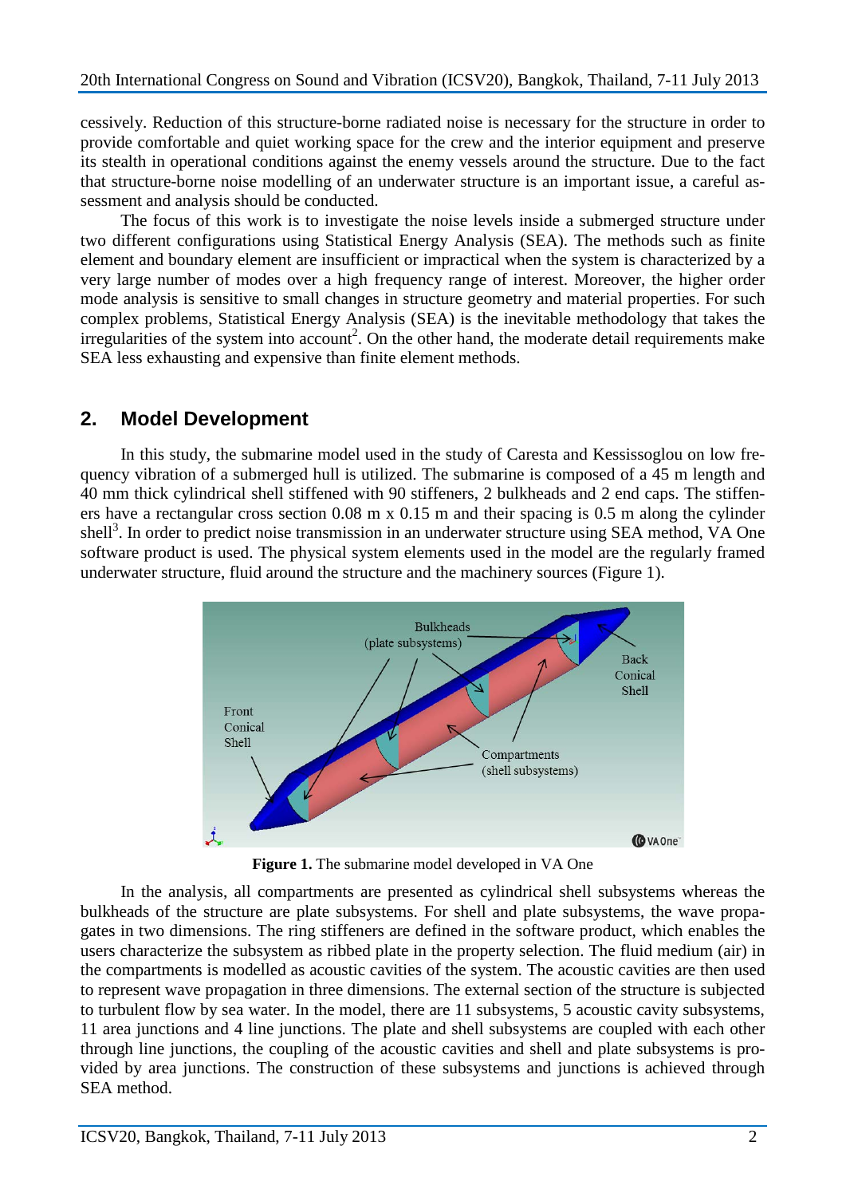cessively. Reduction of this structure-borne radiated noise is necessary for the structure in order to provide comfortable and quiet working space for the crew and the interior equipment and preserve its stealth in operational conditions against the enemy vessels around the structure. Due to the fact that structure-borne noise modelling of an underwater structure is an important issue, a careful assessment and analysis should be conducted.

The focus of this work is to investigate the noise levels inside a submerged structure under two different configurations using Statistical Energy Analysis (SEA). The methods such as finite element and boundary element are insufficient or impractical when the system is characterized by a very large number of modes over a high frequency range of interest. Moreover, the higher order mode analysis is sensitive to small changes in structure geometry and material properties. For such complex problems, Statistical Energy Analysis (SEA) is the inevitable methodology that takes the irregularities of the system into account[2]. On the other hand, the moderate detail requirements make SEA less exhausting and expensive than finite element methods.

## 2. Model Development

In this study, the submarine model used in the study of Caresta and Kessissoglou on low frequency vibration of a submerged hull is utilized. The submarine is composed of a 45 m length and 40 mm thick cylindrical shell stiffened with 90 stiffeners, 2 bulkheads and 2 end caps. The stiffeners have a rectangular cross section 0.08 m x 0.15 m and their spacing is 0.5 m along the cylinder shell[3]. In order to predict noise transmission in an underwater structure using SEA method, VA One software product is used. The physical system elements used in the model are the regularly framed underwater structure, fluid around the structure and the machinery sources (Figure 1).

**Figure 1.** The submarine model developed in VA One

In the analysis, all compartments are presented as cylindrical shell subsystems whereas the bulkheads of the structure are plate subsystems. For shell and plate subsystems, the wave propagates in two dimensions. The ring stiffeners are defined in the software product, which enables the users characterize the subsystem as ribbed plate in the property selection. The fluid medium (air) in the compartments is modelled as acoustic cavities of the system. The acoustic cavities are then used to represent wave propagation in three dimensions. The external section of the structure is subjected to turbulent flow by sea water. In the model, there are 11 subsystems, 5 acoustic cavity subsystems, 11 area junctions and 4 line junctions. The plate and shell subsystems are coupled with each other through line junctions, the coupling of the acoustic cavities and shell and plate subsystems is provided by area junctions. The construction of these subsystems and junctions is achieved through SEA method.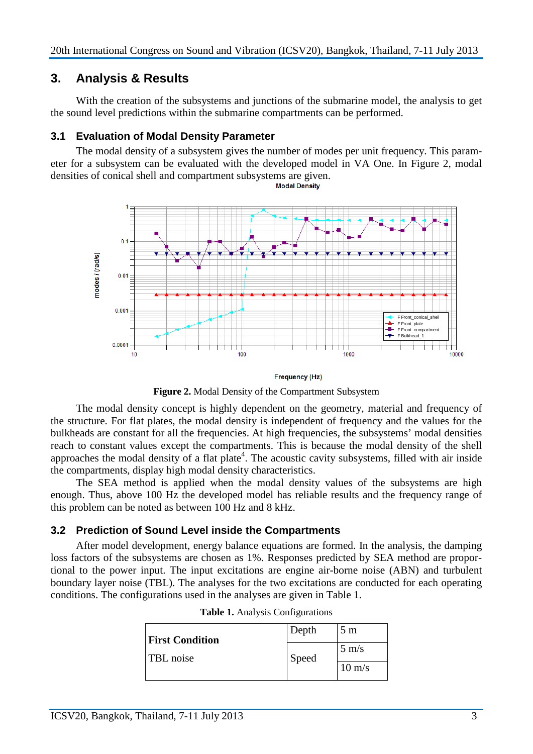## 3. Analysis & Results

With the creation of the subsystems and junctions of the submarine model, the analysis to get the sound level predictions within the submarine compartments can be performed.

### 3.1 Evaluation of Modal Density Parameter

The modal density of a subsystem gives the number of modes per unit frequency. This parameter for a subsystem can be evaluated with the developed model in VA One. In Figure 2, modal densities of conical shell and compartment subsystems are given.

**Figure 2.** Modal Density of the Compartment Subsystem

The modal density concept is highly dependent on the geometry, material and frequency of the structure. For flat plates, the modal density is independent of frequency and the values for the bulkheads are constant for all the frequencies. At high frequencies, the subsystems' modal densities reach to constant values except the compartments. This is because the modal density of the shell approaches the modal density of a flat plate[4]. The acoustic cavity subsystems, filled with air inside the compartments, display high modal density characteristics.

The SEA method is applied when the modal density values of the subsystems are high enough. Thus, above 100 Hz the developed model has reliable results and the frequency range of this problem can be noted as between 100 Hz and 8 kHz.

### 3.2 Prediction of Sound Level inside the Compartments

After model development, energy balance equations are formed. In the analysis, the damping loss factors of the subsystems are chosen as 1%. Responses predicted by SEA method are proportional to the power input. The input excitations are engine air-borne noise (ABN) and turbulent boundary layer noise (TBL). The analyses for the two excitations are conducted for each operating conditions. The configurations used in the analyses are given in Table 1.

**Table 1.** Analysis Configurations

| **First Condition** TBL noise | Depth | 5 m |
|---|---|---|
| | Speed | 5 m/s |
| | | 10 m/s |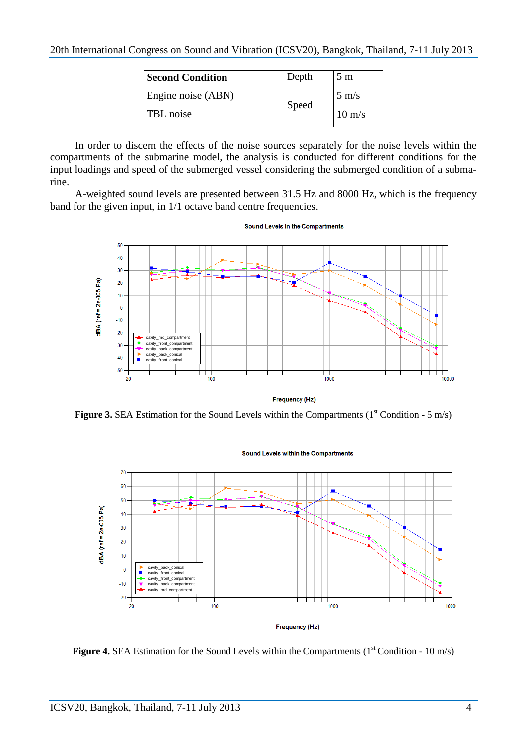| Second Condition | Depth | 5 m |
|---|---|---|
| Engine noise (ABN) | Speed | 5 m/s |
| TBL noise | | 10 m/s |

In order to discern the effects of the noise sources separately for the noise levels within the compartments of the submarine model, the analysis is conducted for different conditions for the input loadings and speed of the submerged vessel considering the submerged condition of a submarine.

A-weighted sound levels are presented between 31.5 Hz and 8000 Hz, which is the frequency band for the given input, in 1/1 octave band centre frequencies.

**Figure 3.** SEA Estimation for the Sound Levels within the Compartments (1st Condition - 5 m/s)

**Figure 4.** SEA Estimation for the Sound Levels within the Compartments (1st Condition - 10 m/s)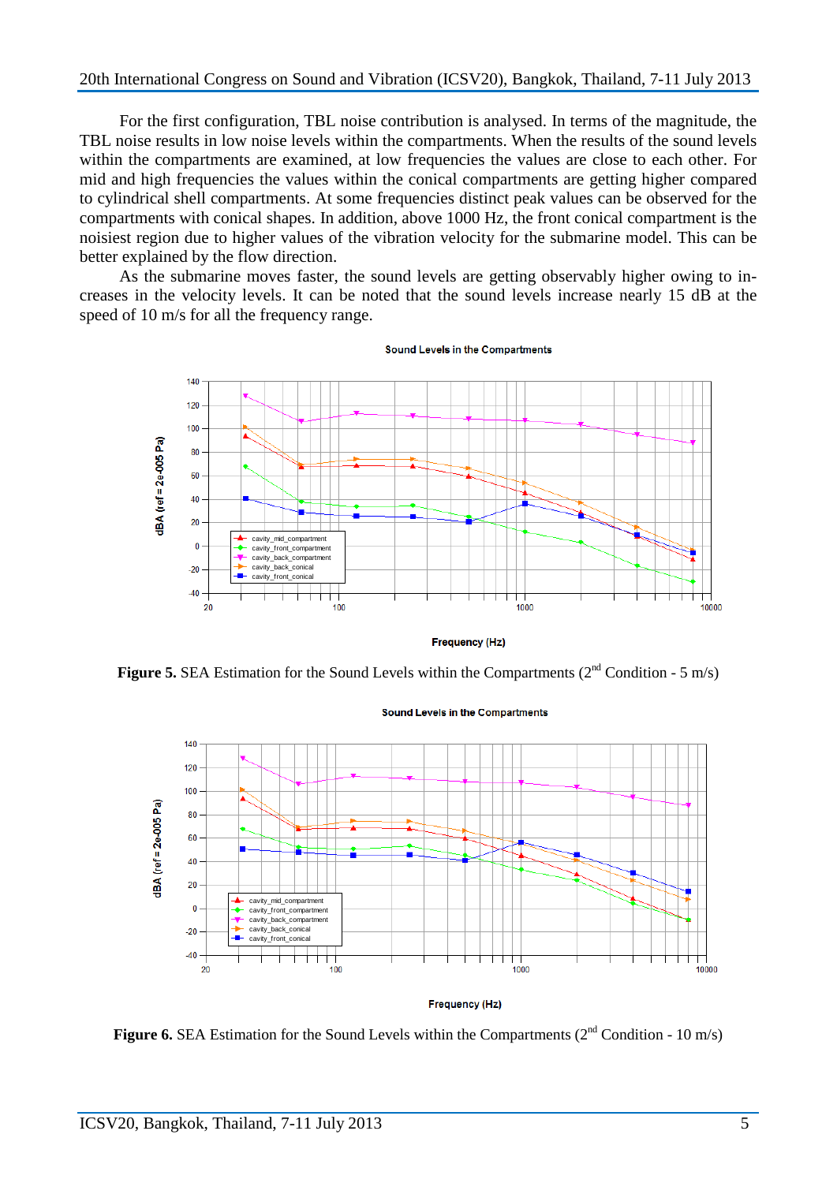For the first configuration, TBL noise contribution is analysed. In terms of the magnitude, the TBL noise results in low noise levels within the compartments. When the results of the sound levels within the compartments are examined, at low frequencies the values are close to each other. For mid and high frequencies the values within the conical compartments are getting higher compared to cylindrical shell compartments. At some frequencies distinct peak values can be observed for the compartments with conical shapes. In addition, above 1000 Hz, the front conical compartment is the noisiest region due to higher values of the vibration velocity for the submarine model. This can be better explained by the flow direction.

As the submarine moves faster, the sound levels are getting observably higher owing to increases in the velocity levels. It can be noted that the sound levels increase nearly 15 dB at the speed of 10 m/s for all the frequency range.

**Figure 5.** SEA Estimation for the Sound Levels within the Compartments (2[nd] Condition - 5 m/s)

**Figure 6.** SEA Estimation for the Sound Levels within the Compartments (2[nd] Condition - 10 m/s)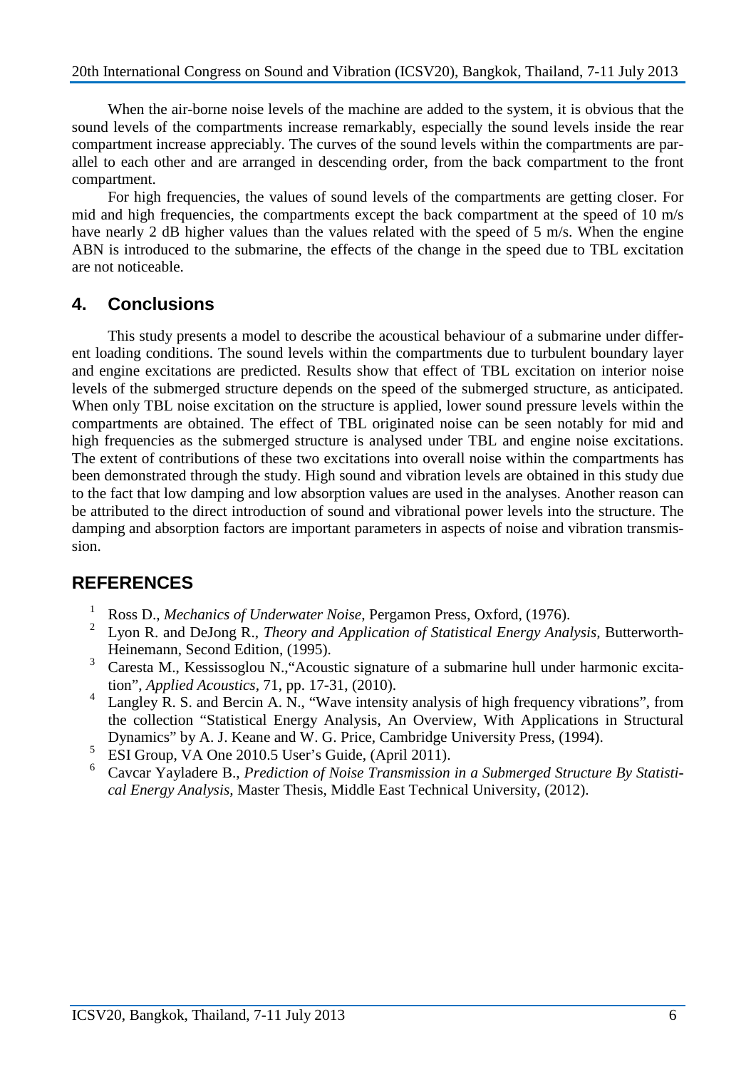When the air-borne noise levels of the machine are added to the system, it is obvious that the sound levels of the compartments increase remarkably, especially the sound levels inside the rear compartment increase appreciably. The curves of the sound levels within the compartments are parallel to each other and are arranged in descending order, from the back compartment to the front compartment.

For high frequencies, the values of sound levels of the compartments are getting closer. For mid and high frequencies, the compartments except the back compartment at the speed of 10 m/s have nearly 2 dB higher values than the values related with the speed of 5 m/s. When the engine ABN is introduced to the submarine, the effects of the change in the speed due to TBL excitation are not noticeable.

## 4. Conclusions

This study presents a model to describe the acoustical behaviour of a submarine under different loading conditions. The sound levels within the compartments due to turbulent boundary layer and engine excitations are predicted. Results show that effect of TBL excitation on interior noise levels of the submerged structure depends on the speed of the submerged structure, as anticipated. When only TBL noise excitation on the structure is applied, lower sound pressure levels within the compartments are obtained. The effect of TBL originated noise can be seen notably for mid and high frequencies as the submerged structure is analysed under TBL and engine noise excitations. The extent of contributions of these two excitations into overall noise within the compartments has been demonstrated through the study. High sound and vibration levels are obtained in this study due to the fact that low damping and low absorption values are used in the analyses. Another reason can be attributed to the direct introduction of sound and vibrational power levels into the structure. The damping and absorption factors are important parameters in aspects of noise and vibration transmission.

## REFERENCES

1. Ross D., *Mechanics of Underwater Noise*, Pergamon Press, Oxford, (1976).
2. Lyon R. and DeJong R., *Theory and Application of Statistical Energy Analysis*, Butterworth-Heinemann, Second Edition, (1995).
3. Caresta M., Kessissoglou N.,"Acoustic signature of a submarine hull under harmonic excitation", *Applied Acoustics*, 71, pp. 17-31, (2010).
4. Langley R. S. and Bercin A. N., "Wave intensity analysis of high frequency vibrations", from the collection "Statistical Energy Analysis, An Overview, With Applications in Structural Dynamics" by A. J. Keane and W. G. Price, Cambridge University Press, (1994).
5. ESI Group, VA One 2010.5 User's Guide, (April 2011).
6. Cavcar Yayladere B., *Prediction of Noise Transmission in a Submerged Structure By Statistical Energy Analysis*, Master Thesis, Middle East Technical University, (2012).